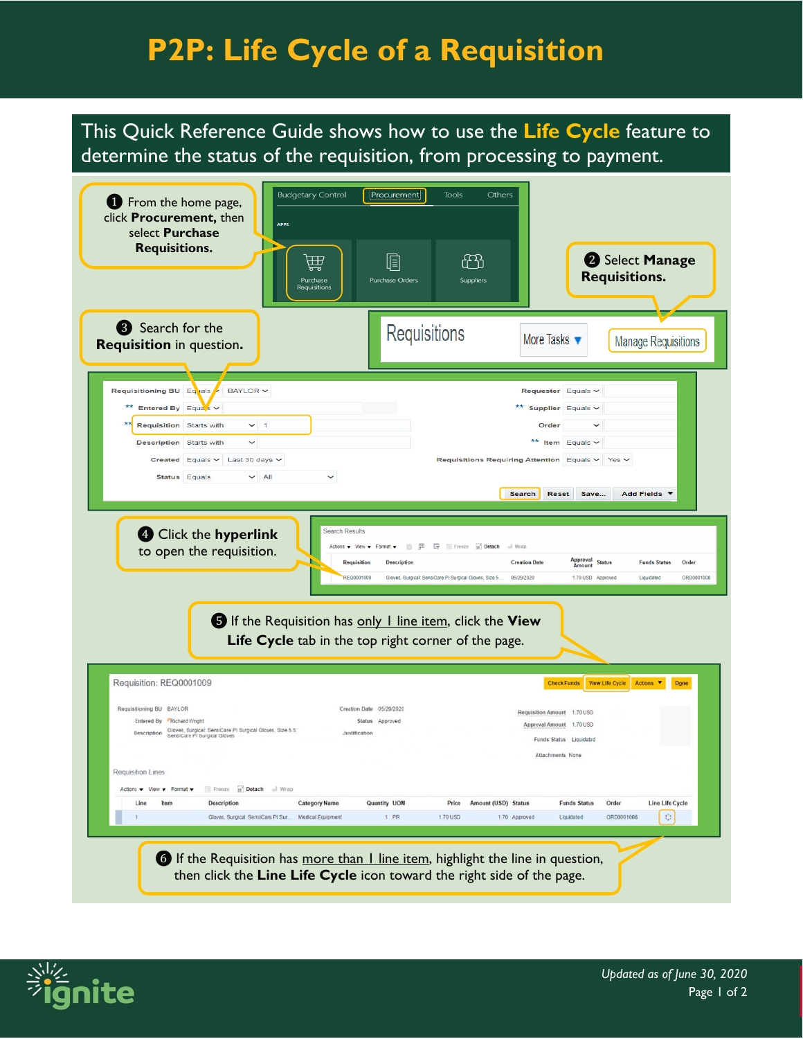# P2P: Life Cycle of a Requisition

This Quick Reference Guide shows how to use the **Life Cycle** feature to determine the status of the requisition, from processing to payment.

1. From the home page, click **Procurement,** then select **Purchase Requisitions.**

2. Select **Manage Requisitions.**

3. Search for the **Requisition** in question.

4. Click the **hyperlink** to open the requisition.

5. If the Requisition has only 1 line item, click the **View Life Cycle** tab in the top right corner of the page.

6. If the Requisition has more than 1 line item, highlight the line in question, then click the **Line Life Cycle** icon toward the right side of the page.

*Updated as of June 30, 2020*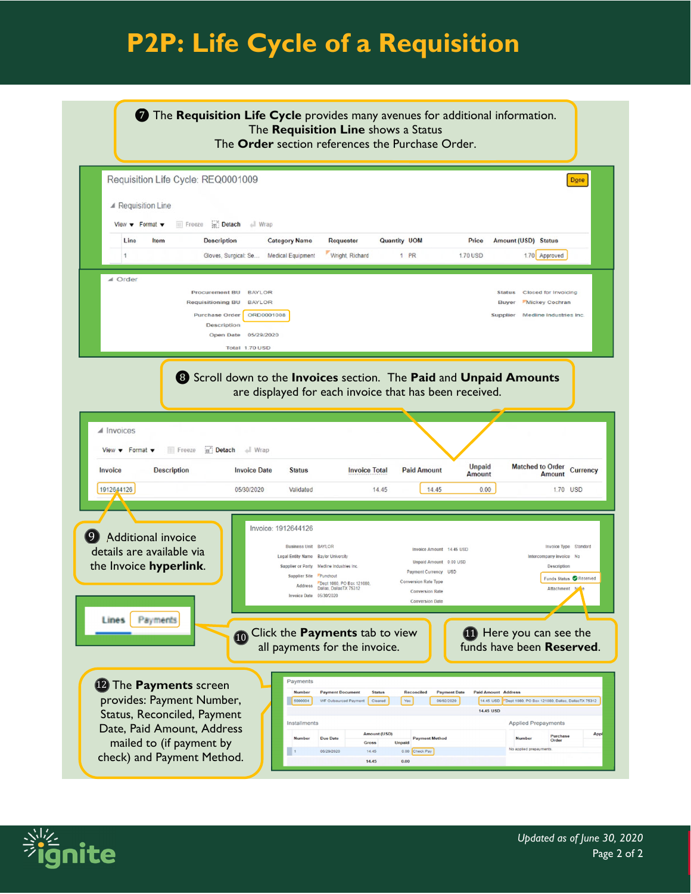# P2P: Life Cycle of a Requisition

❼ The **Requisition Life Cycle** provides many avenues for additional information.
The **Requisition Line** shows a Status
The **Order** section references the Purchase Order.

Requisition Life Cycle: REQ0001009

Done

Requisition Line

View ▾ Format ▾ Freeze Detach Wrap

| Line | Item | Description | Category Name | Requester | Quantity | UOM | Price | Amount (USD) | Status |
|---|---|---|---|---|---|---|---|---|---|
| 1 | | Gloves, Surgical: Se... | Medical Equipment | Wright, Richard | 1 | PR | 1.70 USD | 1.70 | Approved |

Order

Procurement BU BAYLOR
Requisitioning BU BAYLOR
Purchase Order ORD0001008
Description
Open Date 05/29/2020
Total 1.70 USD

Status Closed for Invoicing
Buyer Mickey Cochran
Supplier Medline Industries Inc.

❽ Scroll down to the **Invoices** section. The **Paid** and **Unpaid Amounts** are displayed for each invoice that has been received.

Invoices

View ▾ Format ▾ Freeze Detach Wrap

| Invoice | Description | Invoice Date | Status | Invoice Total | Paid Amount | Unpaid Amount | Matched to Order Amount | Currency |
|---|---|---|---|---|---|---|---|---|
| 1912644126 | | 05/30/2020 | Validated | 14.45 | 14.45 | 0.00 | 1.70 | USD |

❾ Additional invoice details are available via the Invoice **hyperlink**.

Invoice: 1912644126

Business Unit BAYLOR
Legal Entity Name Baylor University
Supplier or Party Medline Industries Inc.
Supplier Site Punchout
Address Dept 1080, PO Box 121080, Dallas, DallasTX 75312
Invoice Date 05/30/2020

Invoice Amount 14.45 USD
Unpaid Amount 0.00 USD
Payment Currency USD
Conversion Rate Type
Conversion Rate
Conversion Date

Invoice Type Standard
Intercompany Invoice No
Description
Funds Status Reserved
Attachment None

Lines Payments

❿ Click the **Payments** tab to view all payments for the invoice.

⓫ Here you can see the funds have been **Reserved**.

⓬ The **Payments** screen provides: Payment Number, Status, Reconciled, Payment Date, Paid Amount, Address mailed to (if payment by check) and Payment Method.

Payments

| Number | Payment Document | Status | Reconciled | Payment Date | Paid Amount | Address |
|---|---|---|---|---|---|---|
| 5000004 | WF Outsourced Payment | Cleared | Yes | 06/02/2020 | 14.45 USD | Dept 1080, PO Box 121080, Dallas, DallasTX 75312 |
| | | | | | 14.45 USD | |

Installments

| Number | Due Date | Amount (USD) Gross | Amount (USD) Unpaid | Payment Method |
|---|---|---|---|---|
| 1 | 05/29/2020 | 14.45 | 0.00 | Check Pay |
| | | 14.45 | 0.00 | |

Applied Prepayments

| Number | Purchase Order | Appl |
|---|---|---|
| No applied prepayments. | | |

Updated as of June 30, 2020